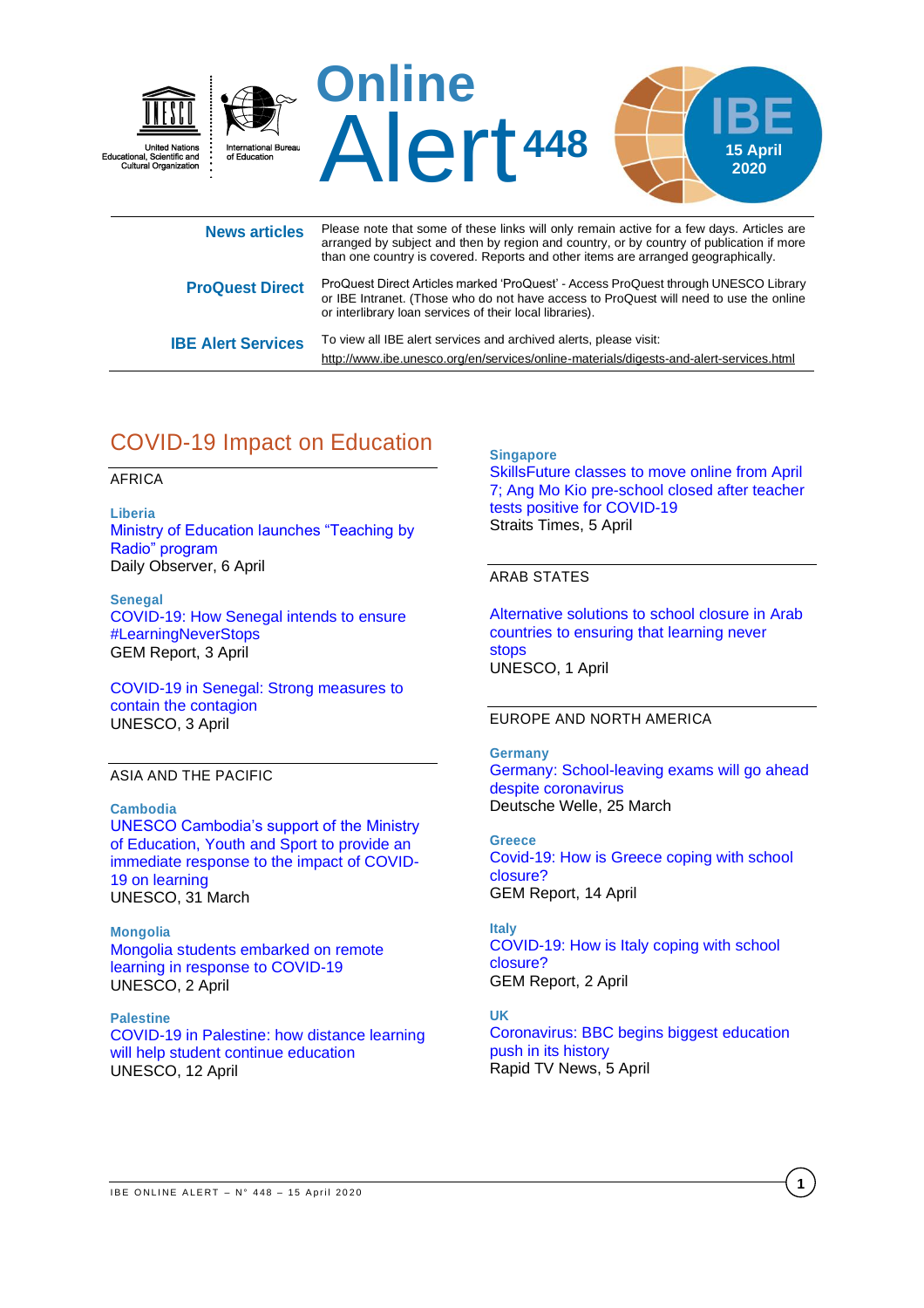# Online Alert 448

**IBE**

**15 April 2020**

United Nations Educational, Scientific and Cultural Organization

International Bureau of Education

| | |
|---|---|
| **News articles** | Please note that some of these links will only remain active for a few days. Articles are arranged by subject and then by region and country, or by country of publication if more than one country is covered. Reports and other items are arranged geographically. |
| **ProQuest Direct** | ProQuest Direct Articles marked 'ProQuest' - Access ProQuest through UNESCO Library or IBE Intranet. (Those who do not have access to ProQuest will need to use the online or interlibrary loan services of their local libraries). |
| **IBE Alert Services** | To view all IBE alert services and archived alerts, please visit: http://www.ibe.unesco.org/en/services/online-materials/digests-and-alert-services.html |

## COVID-19 Impact on Education

### AFRICA

**Liberia**

Ministry of Education launches "Teaching by Radio" program
Daily Observer, 6 April

**Senegal**

COVID-19: How Senegal intends to ensure #LearningNeverStops
GEM Report, 3 April

COVID-19 in Senegal: Strong measures to contain the contagion
UNESCO, 3 April

### ASIA AND THE PACIFIC

**Cambodia**

UNESCO Cambodia's support of the Ministry of Education, Youth and Sport to provide an immediate response to the impact of COVID-19 on learning
UNESCO, 31 March

**Mongolia**

Mongolia students embarked on remote learning in response to COVID-19
UNESCO, 2 April

**Palestine**

COVID-19 in Palestine: how distance learning will help student continue education
UNESCO, 12 April

**Singapore**

SkillsFuture classes to move online from April 7; Ang Mo Kio pre-school closed after teacher tests positive for COVID-19
Straits Times, 5 April

### ARAB STATES

Alternative solutions to school closure in Arab countries to ensuring that learning never stops
UNESCO, 1 April

### EUROPE AND NORTH AMERICA

**Germany**

Germany: School-leaving exams will go ahead despite coronavirus
Deutsche Welle, 25 March

**Greece**

Covid-19: How is Greece coping with school closure?
GEM Report, 14 April

**Italy**

COVID-19: How is Italy coping with school closure?
GEM Report, 2 April

**UK**

Coronavirus: BBC begins biggest education push in its history
Rapid TV News, 5 April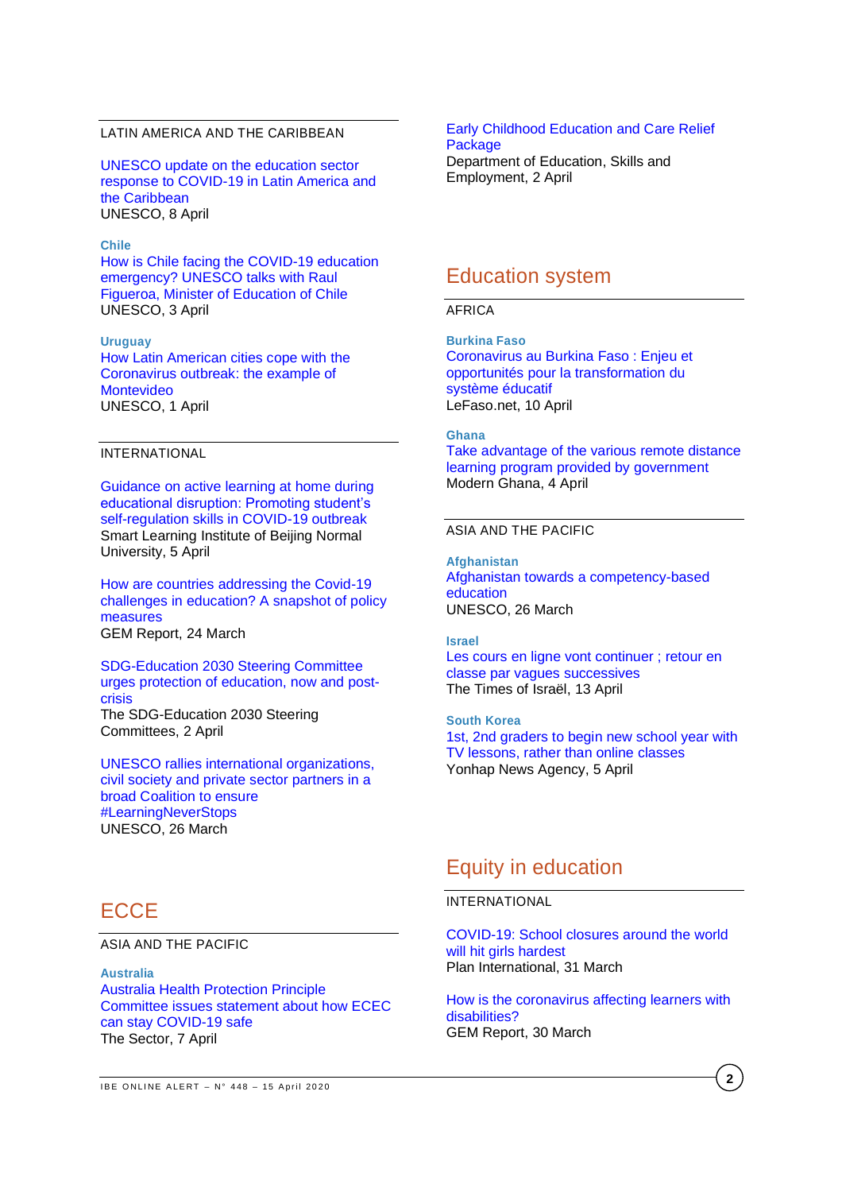LATIN AMERICA AND THE CARIBBEAN

UNESCO update on the education sector response to COVID-19 in Latin America and the Caribbean
UNESCO, 8 April

**Chile**
How is Chile facing the COVID-19 education emergency? UNESCO talks with Raul Figueroa, Minister of Education of Chile
UNESCO, 3 April

**Uruguay**
How Latin American cities cope with the Coronavirus outbreak: the example of Montevideo
UNESCO, 1 April

INTERNATIONAL

Guidance on active learning at home during educational disruption: Promoting student's self-regulation skills in COVID-19 outbreak
Smart Learning Institute of Beijing Normal University, 5 April

How are countries addressing the Covid-19 challenges in education? A snapshot of policy measures
GEM Report, 24 March

SDG-Education 2030 Steering Committee urges protection of education, now and post-crisis
The SDG-Education 2030 Steering Committees, 2 April

UNESCO rallies international organizations, civil society and private sector partners in a broad Coalition to ensure #LearningNeverStops
UNESCO, 26 March

## ECCE

ASIA AND THE PACIFIC

**Australia**
Australia Health Protection Principle Committee issues statement about how ECEC can stay COVID-19 safe
The Sector, 7 April

Early Childhood Education and Care Relief Package
Department of Education, Skills and Employment, 2 April

## Education system

AFRICA

**Burkina Faso**
Coronavirus au Burkina Faso : Enjeu et opportunités pour la transformation du système éducatif
LeFaso.net, 10 April

**Ghana**
Take advantage of the various remote distance learning program provided by government
Modern Ghana, 4 April

ASIA AND THE PACIFIC

**Afghanistan**
Afghanistan towards a competency-based education
UNESCO, 26 March

**Israel**
Les cours en ligne vont continuer ; retour en classe par vagues successives
The Times of Israël, 13 April

**South Korea**
1st, 2nd graders to begin new school year with TV lessons, rather than online classes
Yonhap News Agency, 5 April

## Equity in education

INTERNATIONAL

COVID-19: School closures around the world will hit girls hardest
Plan International, 31 March

How is the coronavirus affecting learners with disabilities?
GEM Report, 30 March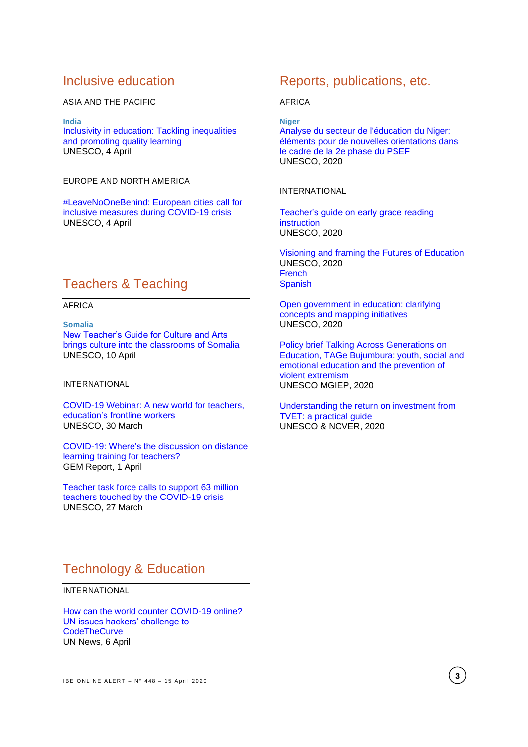## Inclusive education

ASIA AND THE PACIFIC

**India**
Inclusivity in education: Tackling inequalities and promoting quality learning
UNESCO, 4 April

EUROPE AND NORTH AMERICA

#LeaveNoOneBehind: European cities call for inclusive measures during COVID-19 crisis
UNESCO, 4 April

## Teachers & Teaching

AFRICA

**Somalia**
New Teacher's Guide for Culture and Arts brings culture into the classrooms of Somalia
UNESCO, 10 April

INTERNATIONAL

COVID-19 Webinar: A new world for teachers, education's frontline workers
UNESCO, 30 March

COVID-19: Where's the discussion on distance learning training for teachers?
GEM Report, 1 April

Teacher task force calls to support 63 million teachers touched by the COVID-19 crisis
UNESCO, 27 March

## Technology & Education

INTERNATIONAL

How can the world counter COVID-19 online? UN issues hackers' challenge to CodeTheCurve
UN News, 6 April

## Reports, publications, etc.

AFRICA

**Niger**
Analyse du secteur de l'éducation du Niger: éléments pour de nouvelles orientations dans le cadre de la 2e phase du PSEF
UNESCO, 2020

INTERNATIONAL

Teacher's guide on early grade reading instruction
UNESCO, 2020

Visioning and framing the Futures of Education
UNESCO, 2020
French
Spanish

Open government in education: clarifying concepts and mapping initiatives
UNESCO, 2020

Policy brief Talking Across Generations on Education, TAGe Bujumbura: youth, social and emotional education and the prevention of violent extremism
UNESCO MGIEP, 2020

Understanding the return on investment from TVET: a practical guide
UNESCO & NCVER, 2020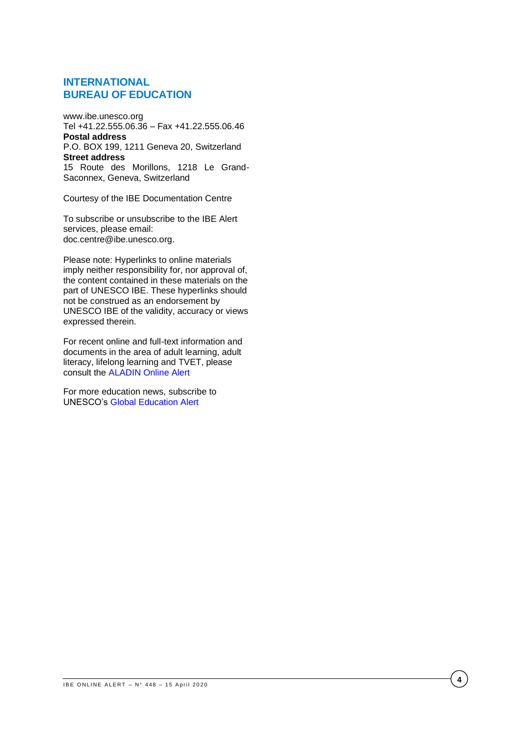## INTERNATIONAL BUREAU OF EDUCATION

www.ibe.unesco.org
Tel +41.22.555.06.36 – Fax +41.22.555.06.46
**Postal address**
P.O. BOX 199, 1211 Geneva 20, Switzerland
**Street address**
15 Route des Morillons, 1218 Le Grand-Saconnex, Geneva, Switzerland

Courtesy of the IBE Documentation Centre

To subscribe or unsubscribe to the IBE Alert services, please email: doc.centre@ibe.unesco.org.

Please note: Hyperlinks to online materials imply neither responsibility for, nor approval of, the content contained in these materials on the part of UNESCO IBE. These hyperlinks should not be construed as an endorsement by UNESCO IBE of the validity, accuracy or views expressed therein.

For recent online and full-text information and documents in the area of adult learning, adult literacy, lifelong learning and TVET, please consult the ALADIN Online Alert

For more education news, subscribe to UNESCO's Global Education Alert